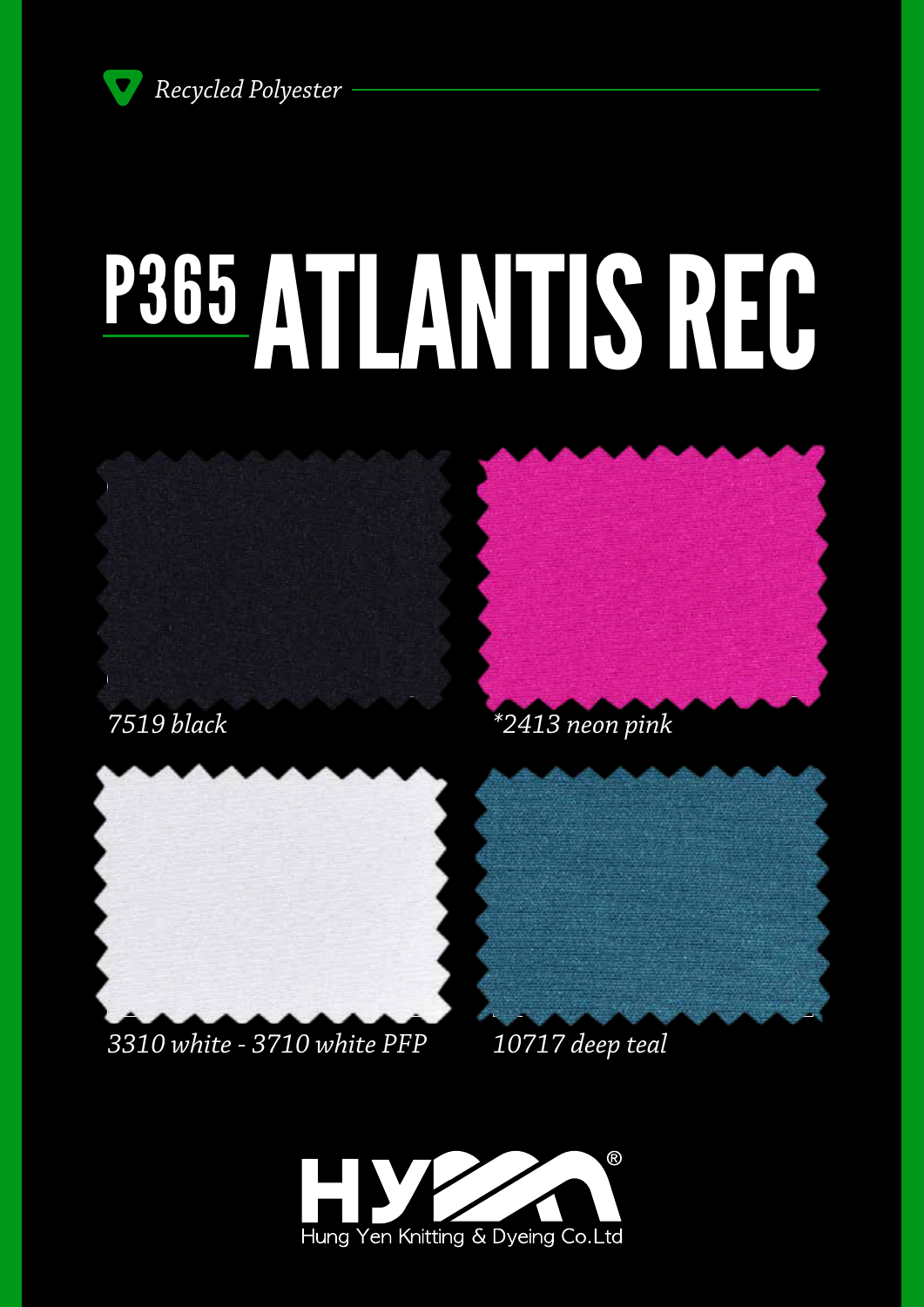*Recycled Polyester*

# P365 ATLANTIS REC

*7519 black*

*\*2413 neon pink*

*3310 white - 3710 white PFP*

*10717 deep teal*

HYM®

Hung Yen Knitting & Dyeing Co.Ltd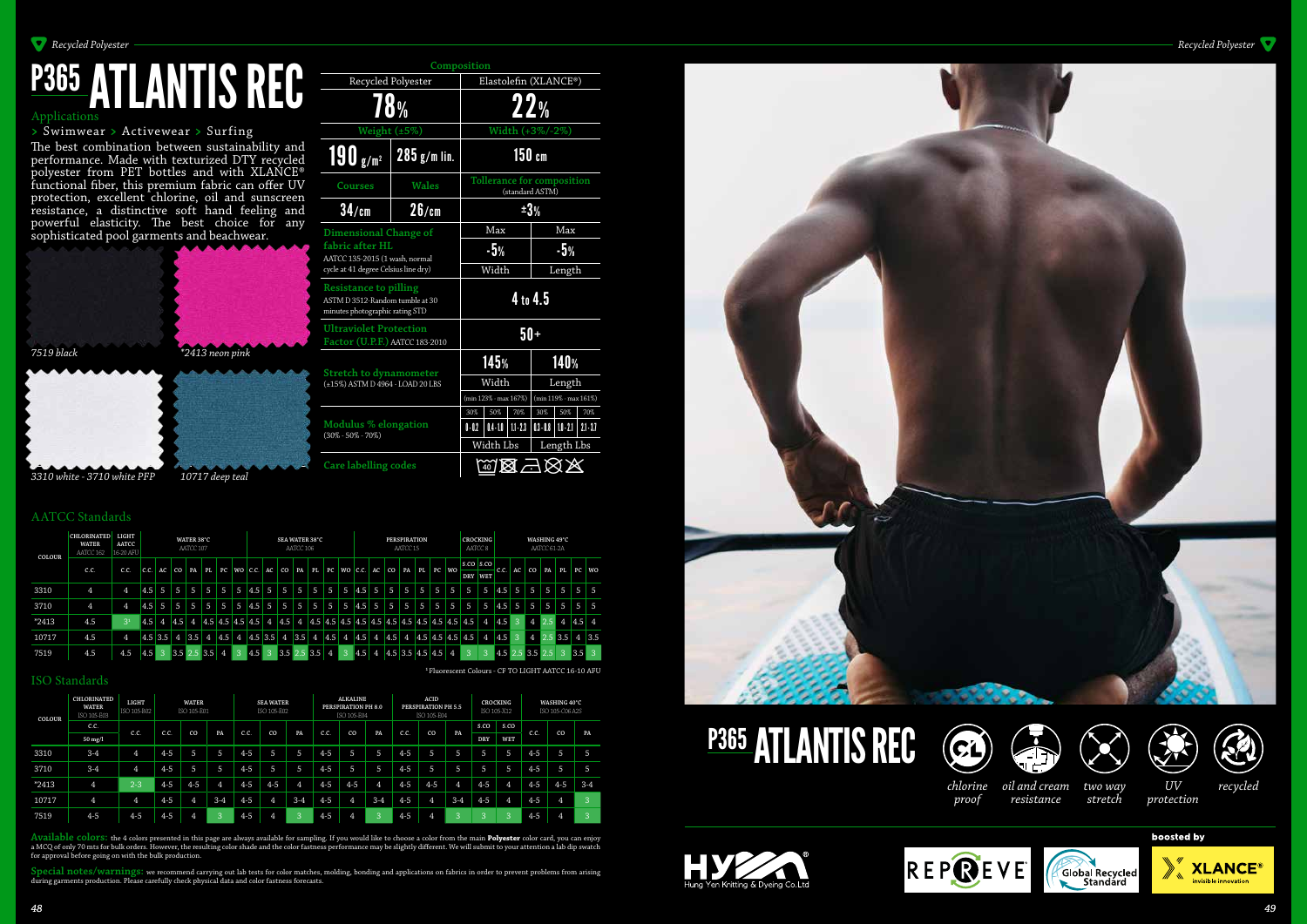# P365 ATLANTIS REC

Applications

> Swimwear > Activewear > Surfing

The best combination between sustainability and performance. Made with texturized DTY recycled polyester from PET bottles and with XLANCE® functional fiber, this premium fabric can offer UV protection, excellent chlorine, oil and sunscreen resistance, a distinctive soft hand feeling and powerful elasticity. The best choice for any sophisticated pool garments and beachwear.

7519 black

*2413 neon pink

3310 white - 3710 white PFP

10717 deep teal

| Composition | | | |
|---|---|---|---|
| Recycled Polyester | | Elastolefin (XLANCE®) | |
| 78% | | 22% | |
| Weight (±5%) | | Width (+3%/-2%) | |
| 190 g/m² | 285 g/m lin. | 150 cm | |
| Courses | Wales | Tollerance for composition (standard ASTM) | |
| 34/cm | 26/cm | ±3% | |
| Dimensional Change of fabric after HL — AATCC 135-2015 (1 wash, normal cycle at 41 degree Celsius line dry) | | Max -5% Width | Max -5% Length |
| Resistance to pilling — ASTM D 3512-Random tumble at 30 minutes photographic rating STD | | 4 to 4.5 | |
| Ultraviolet Protection Factor (U.P.F.) AATCC 183-2010 | | 50+ | |
| Stretch to dynamometer (±15%) ASTM D 4964 - LOAD 20 LBS | | 145% Width (min 123% - max 167%) | 140% Length (min 119% - max 161%) |
| Modulus % elongation (30% - 50% - 70%) | | 30%: 0-0.2, 50%: 0.4-1.0, 70%: 1.1-2.3 — Width Lbs | 30%: 0.3-0.8, 50%: 1.0-2.1, 70%: 2.1-3.7 — Length Lbs |
| Care labelling codes | | 40 | |

## AATCC Standards

| COLOUR | CHLORINATED WATER AATCC 162 | LIGHT AATCC 16-20 AFU | WATER 38°C AATCC 107 | | | | | | | | SEA WATER 38°C AATCC 106 | | | | | | | | PERSPIRATION AATCC 15 | | | | | | | | CROCKING AATCC 8 | | WASHING 49°C AATCC 61-2A | | | | | | |
|---|---|---|---|---|---|---|---|---|---|---|---|---|---|---|---|---|---|---|---|---|---|---|---|---|---|---|---|---|---|---|---|---|---|---|---|
| | C.C. | C.C. | C.C. | AC | CO | PA | PL | PC | WO | C.C. | AC | CO | PA | PL | PC | WO | C.C. | AC | CO | PA | PL | PC | WO | S.CO DRY | S.CO WET | C.C. | AC | CO | PA | PL | PC | WO |
| 3310 | 4 | 4 | 4.5 | 5 | 5 | 5 | 5 | 5 | 5 | 4.5 | 5 | 5 | 5 | 5 | 5 | 5 | 4.5 | 5 | 5 | 5 | 5 | 5 | 5 | 5 | 5 | 4.5 | 5 | 5 | 5 | 5 | 5 | 5 |
| 3710 | 4 | 4 | 4.5 | 5 | 5 | 5 | 5 | 5 | 5 | 4.5 | 5 | 5 | 5 | 5 | 5 | 5 | 4.5 | 5 | 5 | 5 | 5 | 5 | 5 | 5 | 5 | 4.5 | 5 | 5 | 5 | 5 | 5 | 5 |
| *2413 | 4.5 | 3[1] | 4.5 | 4 | 4.5 | 4 | 4.5 | 4.5 | 4.5 | 4.5 | 4 | 4.5 | 4 | 4.5 | 4.5 | 4.5 | 4.5 | 4.5 | 4.5 | 4.5 | 4.5 | 4.5 | 4.5 | 4.5 | 4 | 4.5 | 3 | 4 | 2.5 | 4 | 4.5 | 4 |
| 10717 | 4.5 | 4 | 4.5 | 3.5 | 4 | 3.5 | 4 | 4.5 | 4 | 4.5 | 3.5 | 4 | 3.5 | 4 | 4.5 | 4 | 4.5 | 4 | 4.5 | 4 | 4.5 | 4.5 | 4.5 | 4.5 | 4 | 4.5 | 3 | 4 | 2.5 | 3.5 | 4 | 3.5 |
| 7519 | 4.5 | 4.5 | 4.5 | 3 | 3.5 | 2.5 | 3.5 | 4 | 3 | 4.5 | 3 | 3.5 | 2.5 | 3.5 | 4 | 3 | 4.5 | 4 | 4.5 | 3.5 | 4.5 | 4.5 | 4 | 3 | 3 | 4.5 | 2.5 | 3.5 | 2.5 | 3 | 3.5 | 3 |

[1] Fluorescent Colours - CF TO LIGHT AATCC 16-10 AFU

## ISO Standards

| COLOUR | CHLORINATED WATER ISO 105-E03 | LIGHT ISO 105-B02 | WATER ISO 105-E01 | | | SEA WATER ISO 105-E02 | | | ALKALINE PERSPIRATION PH 8.0 ISO 105-E04 | | | ACID PERSPIRATION PH 5.5 ISO 105-E04 | | | CROCKING ISO 105-X12 | | WASHING 40°C ISO 105-C06 A2S | | |
|---|---|---|---|---|---|---|---|---|---|---|---|---|---|---|---|---|---|---|---|
| | C.C. 50 mg/l | C.C. | C.C. | CO | PA | C.C. | CO | PA | C.C. | CO | PA | C.C. | CO | PA | S.CO DRY | S.CO WET | C.C. | CO | PA |
| 3310 | 3-4 | 4 | 4-5 | 5 | 5 | 4-5 | 5 | 5 | 4-5 | 5 | 5 | 4-5 | 5 | 5 | 5 | 5 | 4-5 | 5 | 5 |
| 3710 | 3-4 | 4 | 4-5 | 5 | 5 | 4-5 | 5 | 5 | 4-5 | 5 | 5 | 4-5 | 5 | 5 | 5 | 5 | 4-5 | 5 | 5 |
| *2413 | 4 | 2-3 | 4-5 | 4-5 | 4 | 4-5 | 4-5 | 4 | 4-5 | 4-5 | 4 | 4-5 | 4-5 | 4 | 4-5 | 4 | 4-5 | 4-5 | 3-4 |
| 10717 | 4 | 4 | 4-5 | 4 | 3-4 | 4-5 | 4 | 3-4 | 4-5 | 4 | 3-4 | 4-5 | 4 | 3-4 | 4-5 | 4 | 4-5 | 4 | 3 |
| 7519 | 4-5 | 4-5 | 4-5 | 4 | 3 | 4-5 | 4 | 3 | 4-5 | 4 | 3 | 4-5 | 4 | 3 | 3 | 3 | 4-5 | 4 | 3 |

**Available colors:** the 4 colors presented in this page are always available for sampling. If you would like to choose a color from the main **Polyester** color card, you can enjoy a MCQ of only 70 mts for bulk orders. However, the resulting color shade and the color fastness performance may be slightly different. We will submit to your attention a lab dip swatch for approval before going on with the bulk production.

**Special notes/warnings:** we recommend carrying out lab tests for color matches, molding, bonding and applications on fabrics in order to prevent problems from arising during garments production. Please carefully check physical data and color fastness forecasts.

# P365 ATLANTIS REC

chlorine proof — oil and cream resistance — two way stretch — UV protection — recycled

HY Hung Yen Knitting & Dyeing Co.,Ltd

REPREVE — Global Recycled Standard

boosted by XLANCE® invisible innovation